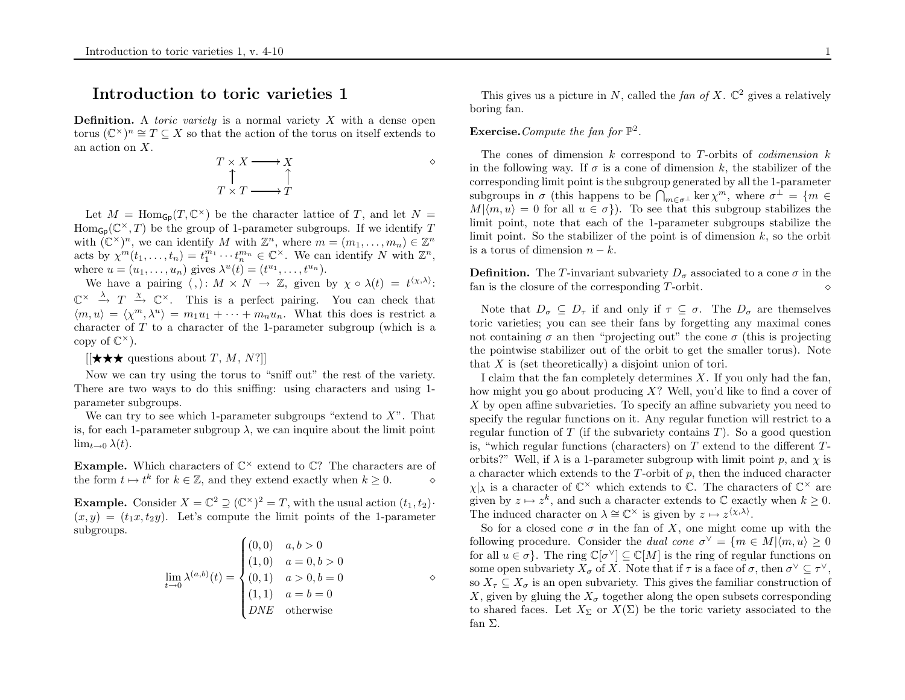# Introduction to toric varieties 1

**Definition.** A *toric variety* is a normal variety $X$ with a dense open torus $(\mathbb{C}^\times)^n \cong T \subseteq X$ so that the action of the torus on itself extends to an action on $X$.

$$\begin{array}{ccc} T \times X & \longrightarrow & X \\ \uparrow & & \uparrow \\ T \times T & \longrightarrow & T \end{array}$$

$\diamond$

Let $M = \mathrm{Hom}_{\mathsf{Gp}}(T, \mathbb{C}^\times)$ be the character lattice of $T$, and let $N = \mathrm{Hom}_{\mathsf{Gp}}(\mathbb{C}^\times, T)$ be the group of 1-parameter subgroups. If we identify $T$ with $(\mathbb{C}^\times)^n$, we can identify $M$ with $\mathbb{Z}^n$, where $m = (m_1, \dots, m_n) \in \mathbb{Z}^n$ acts by $\chi^m(t_1, \dots, t_n) = t_1^{m_1} \cdots t_n^{m_n} \in \mathbb{C}^\times$. We can identify $N$ with $\mathbb{Z}^n$, where $u = (u_1, \dots, u_n)$ gives $\lambda^u(t) = (t^{u_1}, \dots, t^{u_n})$.

We have a pairing $\langle , \rangle \colon M \times N \to \mathbb{Z}$, given by $\chi \circ \lambda(t) = t^{\langle \chi, \lambda \rangle}$: $\mathbb{C}^\times \xrightarrow{\lambda} T \xrightarrow{\chi} \mathbb{C}^\times$. This is a perfect pairing. You can check that $\langle m, u \rangle = \langle \chi^m, \lambda^u \rangle = m_1 u_1 + \cdots + m_n u_n$. What this does is restrict a character of $T$ to a character of the 1-parameter subgroup (which is a copy of $\mathbb{C}^\times$).

[[★★★ questions about $T$, $M$, $N$?]]

Now we can try using the torus to "sniff out" the rest of the variety. There are two ways to do this sniffing: using characters and using 1-parameter subgroups.

We can try to see which 1-parameter subgroups "extend to $X$". That is, for each 1-parameter subgroup $\lambda$, we can inquire about the limit point $\lim_{t \to 0} \lambda(t)$.

**Example.** Which characters of $\mathbb{C}^\times$ extend to $\mathbb{C}$? The characters are of the form $t \mapsto t^k$ for $k \in \mathbb{Z}$, and they extend exactly when $k \geq 0$. $\diamond$

**Example.** Consider $X = \mathbb{C}^2 \supseteq (\mathbb{C}^\times)^2 = T$, with the usual action $(t_1, t_2) \cdot (x, y) = (t_1 x, t_2 y)$. Let's compute the limit points of the 1-parameter subgroups.

$$\lim_{t \to 0} \lambda^{(a,b)}(t) = \begin{cases} (0,0) & a, b > 0 \\ (1,0) & a = 0, b > 0 \\ (0,1) & a > 0, b = 0 \\ (1,1) & a = b = 0 \\ DNE & \text{otherwise} \end{cases}$$

$\diamond$

This gives us a picture in $N$, called the *fan of $X$*. $\mathbb{C}^2$ gives a relatively boring fan.

**Exercise.** *Compute the fan for $\mathbb{P}^2$.*

The cones of dimension $k$ correspond to $T$-orbits of *codimension $k$* in the following way. If $\sigma$ is a cone of dimension $k$, the stabilizer of the corresponding limit point is the subgroup generated by all the 1-parameter subgroups in $\sigma$ (this happens to be $\bigcap_{m \in \sigma^\perp} \ker \chi^m$, where $\sigma^\perp = \{m \in M | \langle m, u \rangle = 0 \text{ for all } u \in \sigma\}$). To see that this subgroup stabilizes the limit point, note that each of the 1-parameter subgroups stabilize the limit point. So the stabilizer of the point is of dimension $k$, so the orbit is a torus of dimension $n - k$.

**Definition.** The $T$-invariant subvariety $D_\sigma$ associated to a cone $\sigma$ in the fan is the closure of the corresponding $T$-orbit. $\diamond$

Note that $D_\sigma \subseteq D_\tau$ if and only if $\tau \subseteq \sigma$. The $D_\sigma$ are themselves toric varieties; you can see their fans by forgetting any maximal cones not containing $\sigma$ an then "projecting out" the cone $\sigma$ (this is projecting the pointwise stabilizer out of the orbit to get the smaller torus). Note that $X$ is (set theoretically) a disjoint union of tori.

I claim that the fan completely determines $X$. If you only had the fan, how might you go about producing $X$? Well, you'd like to find a cover of $X$ by open affine subvarieties. To specify an affine subvariety you need to specify the regular functions on it. Any regular function will restrict to a regular function of $T$ (if the subvariety contains $T$). So a good question is, "which regular functions (characters) on $T$ extend to the different $T$-orbits?" Well, if $\lambda$ is a 1-parameter subgroup with limit point $p$, and $\chi$ is a character which extends to the $T$-orbit of $p$, then the induced character $\chi|_\lambda$ is a character of $\mathbb{C}^\times$ which extends to $\mathbb{C}$. The characters of $\mathbb{C}^\times$ are given by $z \mapsto z^k$, and such a character extends to $\mathbb{C}$ exactly when $k \geq 0$. The induced character on $\lambda \cong \mathbb{C}^\times$ is given by $z \mapsto z^{\langle \chi, \lambda \rangle}$.

So for a closed cone $\sigma$ in the fan of $X$, one might come up with the following procedure. Consider the *dual cone* $\sigma^\vee = \{m \in M | \langle m, u \rangle \geq 0 \text{ for all } u \in \sigma\}$. The ring $\mathbb{C}[\sigma^\vee] \subseteq \mathbb{C}[M]$ is the ring of regular functions on some open subvariety $X_\sigma$ of $X$. Note that if $\tau$ is a face of $\sigma$, then $\sigma^\vee \subseteq \tau^\vee$, so $X_\tau \subseteq X_\sigma$ is an open subvariety. This gives the familiar construction of $X$, given by gluing the $X_\sigma$ together along the open subsets corresponding to shared faces. Let $X_\Sigma$ or $X(\Sigma)$ be the toric variety associated to the fan $\Sigma$.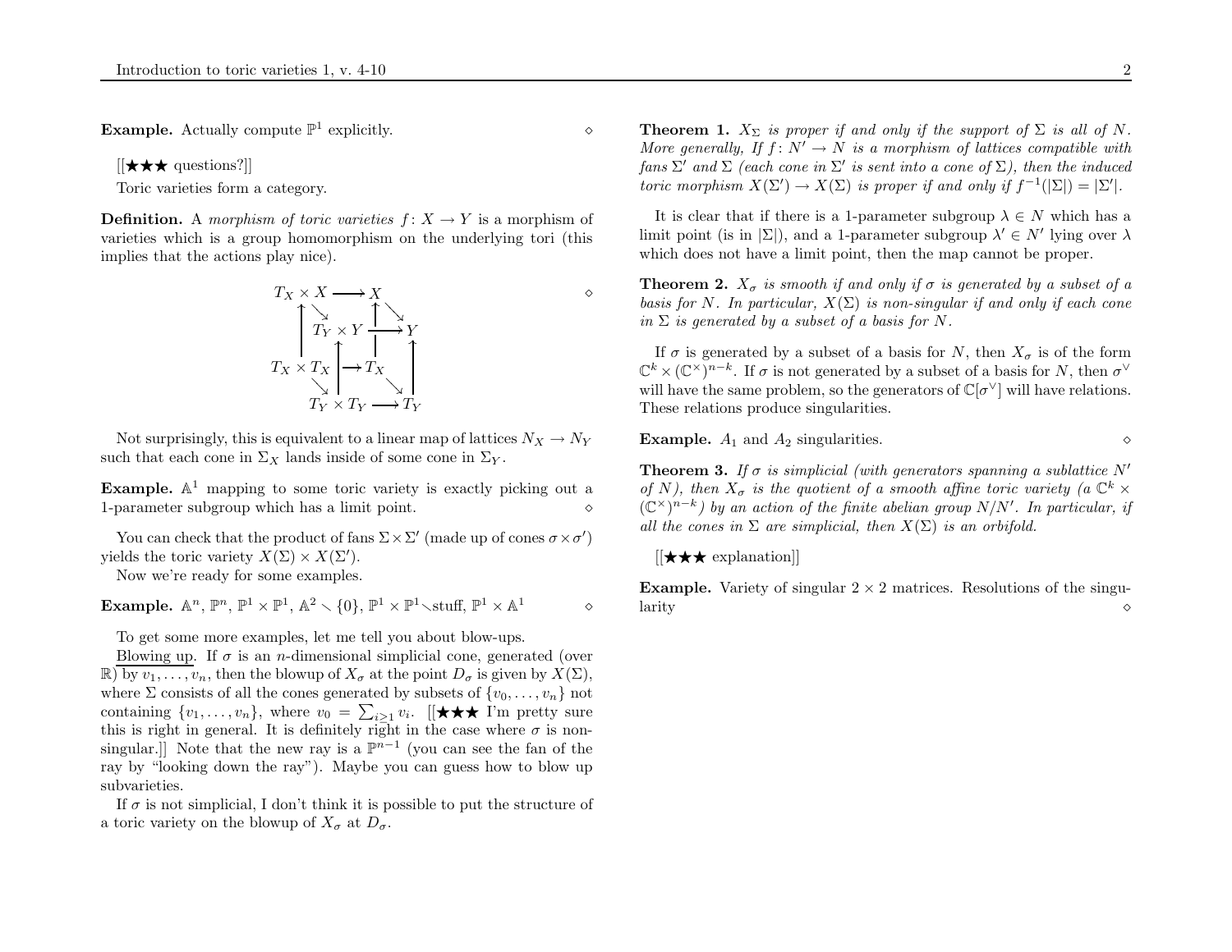**Example.** Actually compute $\mathbb{P}^1$ explicitly. $\diamond$

[[★★★ questions?]]

Toric varieties form a category.

**Definition.** A *morphism of toric varieties* $f\colon X \to Y$ is a morphism of varieties which is a group homomorphism on the underlying tori (this implies that the actions play nice).

$$\begin{array}{ccc} T_X \times X & \longrightarrow & X \\ \uparrow & & \uparrow \\ T_X \times T_X & \longrightarrow & T_X \end{array} \quad \searrow \quad \begin{array}{ccc} T_Y \times Y & \longrightarrow & Y \\ \uparrow & & \uparrow \\ T_Y \times T_Y & \longrightarrow & T_Y \end{array} \qquad \diamond$$

Not surprisingly, this is equivalent to a linear map of lattices $N_X \to N_Y$ such that each cone in $\Sigma_X$ lands inside of some cone in $\Sigma_Y$.

**Example.** $\mathbb{A}^1$ mapping to some toric variety is exactly picking out a 1-parameter subgroup which has a limit point. $\diamond$

You can check that the product of fans $\Sigma \times \Sigma'$ (made up of cones $\sigma \times \sigma'$) yields the toric variety $X(\Sigma) \times X(\Sigma')$.

Now we're ready for some examples.

**Example.** $\mathbb{A}^n$, $\mathbb{P}^n$, $\mathbb{P}^1 \times \mathbb{P}^1$, $\mathbb{A}^2 \smallsetminus \{0\}$, $\mathbb{P}^1 \times \mathbb{P}^1 \smallsetminus$stuff, $\mathbb{P}^1 \times \mathbb{A}^1$ $\diamond$

To get some more examples, let me tell you about blow-ups.

Blowing up. If $\sigma$ is an $n$-dimensional simplicial cone, generated (over $\mathbb{R}$) by $v_1, \dots, v_n$, then the blowup of $X_\sigma$ at the point $D_\sigma$ is given by $X(\Sigma)$, where $\Sigma$ consists of all the cones generated by subsets of $\{v_0, \dots, v_n\}$ not containing $\{v_1, \dots, v_n\}$, where $v_0 = \sum_{i \geq 1} v_i$. [[★★★ I'm pretty sure this is right in general. It is definitely right in the case where $\sigma$ is non-singular.]] Note that the new ray is a $\mathbb{P}^{n-1}$ (you can see the fan of the ray by "looking down the ray"). Maybe you can guess how to blow up subvarieties.

If $\sigma$ is not simplicial, I don't think it is possible to put the structure of a toric variety on the blowup of $X_\sigma$ at $D_\sigma$.

**Theorem 1.** *$X_\Sigma$ is proper if and only if the support of $\Sigma$ is all of $N$. More generally, If $f\colon N' \to N$ is a morphism of lattices compatible with fans $\Sigma'$ and $\Sigma$ (each cone in $\Sigma'$ is sent into a cone of $\Sigma$), then the induced toric morphism $X(\Sigma') \to X(\Sigma)$ is proper if and only if $f^{-1}(|\Sigma|) = |\Sigma'|$.*

It is clear that if there is a 1-parameter subgroup $\lambda \in N$ which has a limit point (is in $|\Sigma|$), and a 1-parameter subgroup $\lambda' \in N'$ lying over $\lambda$ which does not have a limit point, then the map cannot be proper.

**Theorem 2.** *$X_\sigma$ is smooth if and only if $\sigma$ is generated by a subset of a basis for $N$. In particular, $X(\Sigma)$ is non-singular if and only if each cone in $\Sigma$ is generated by a subset of a basis for $N$.*

If $\sigma$ is generated by a subset of a basis for $N$, then $X_\sigma$ is of the form $\mathbb{C}^k \times (\mathbb{C}^\times)^{n-k}$. If $\sigma$ is not generated by a subset of a basis for $N$, then $\sigma^\vee$ will have the same problem, so the generators of $\mathbb{C}[\sigma^\vee]$ will have relations. These relations produce singularities.

**Example.** $A_1$ and $A_2$ singularities. $\diamond$

**Theorem 3.** *If $\sigma$ is simplicial (with generators spanning a sublattice $N'$ of $N$), then $X_\sigma$ is the quotient of a smooth affine toric variety (a $\mathbb{C}^k \times (\mathbb{C}^\times)^{n-k}$) by an action of the finite abelian group $N/N'$. In particular, if all the cones in $\Sigma$ are simplicial, then $X(\Sigma)$ is an orbifold.*

[[★★★ explanation]]

**Example.** Variety of singular $2 \times 2$ matrices. Resolutions of the singularity $\diamond$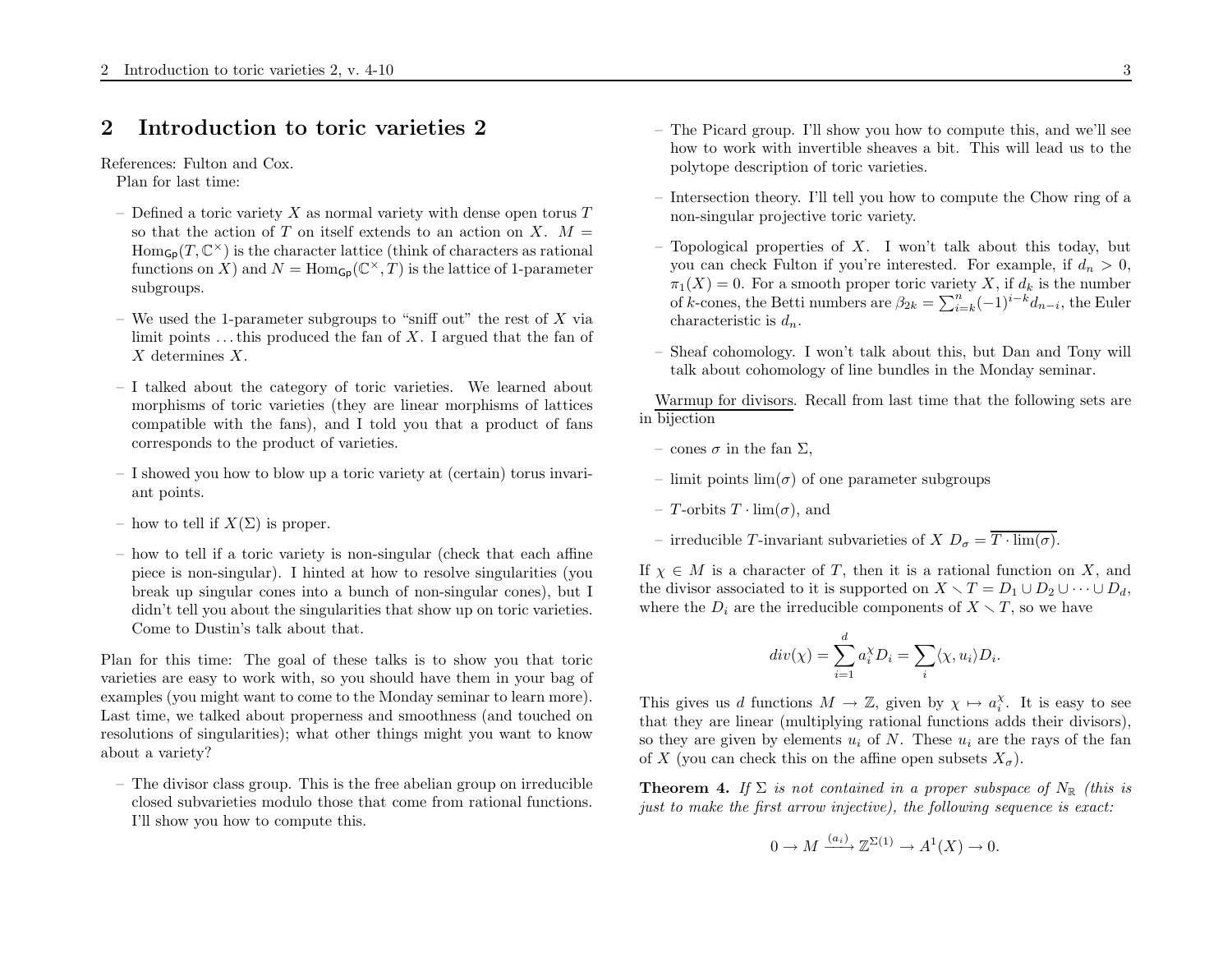## 2 Introduction to toric varieties 2

References: Fulton and Cox.

Plan for last time:

- Defined a toric variety $X$ as normal variety with dense open torus $T$ so that the action of $T$ on itself extends to an action on $X$. $M = \mathrm{Hom}_{\mathsf{Gp}}(T, \mathbb{C}^\times)$ is the character lattice (think of characters as rational functions on $X$) and $N = \mathrm{Hom}_{\mathsf{Gp}}(\mathbb{C}^\times, T)$ is the lattice of 1-parameter subgroups.
- We used the 1-parameter subgroups to "sniff out" the rest of $X$ via limit points ... this produced the fan of $X$. I argued that the fan of $X$ determines $X$.
- I talked about the category of toric varieties. We learned about morphisms of toric varieties (they are linear morphisms of lattices compatible with the fans), and I told you that a product of fans corresponds to the product of varieties.
- I showed you how to blow up a toric variety at (certain) torus invariant points.
- how to tell if $X(\Sigma)$ is proper.
- how to tell if a toric variety is non-singular (check that each affine piece is non-singular). I hinted at how to resolve singularities (you break up singular cones into a bunch of non-singular cones), but I didn't tell you about the singularities that show up on toric varieties. Come to Dustin's talk about that.

Plan for this time: The goal of these talks is to show you that toric varieties are easy to work with, so you should have them in your bag of examples (you might want to come to the Monday seminar to learn more). Last time, we talked about properness and smoothness (and touched on resolutions of singularities); what other things might you want to know about a variety?

- The divisor class group. This is the free abelian group on irreducible closed subvarieties modulo those that come from rational functions. I'll show you how to compute this.
- The Picard group. I'll show you how to compute this, and we'll see how to work with invertible sheaves a bit. This will lead us to the polytope description of toric varieties.
- Intersection theory. I'll tell you how to compute the Chow ring of a non-singular projective toric variety.
- Topological properties of $X$. I won't talk about this today, but you can check Fulton if you're interested. For example, if $d_n > 0$, $\pi_1(X) = 0$. For a smooth proper toric variety $X$, if $d_k$ is the number of $k$-cones, the Betti numbers are $\beta_{2k} = \sum_{i=k}^{n}(-1)^{i-k} d_{n-i}$, the Euler characteristic is $d_n$.
- Sheaf cohomology. I won't talk about this, but Dan and Tony will talk about cohomology of line bundles in the Monday seminar.

<u>Warmup for divisors</u>. Recall from last time that the following sets are in bijection

- cones $\sigma$ in the fan $\Sigma$,
- limit points $\lim(\sigma)$ of one parameter subgroups
- $T$-orbits $T \cdot \lim(\sigma)$, and
- irreducible $T$-invariant subvarieties of $X$ $D_\sigma = \overline{T \cdot \lim(\sigma)}$.

If $\chi \in M$ is a character of $T$, then it is a rational function on $X$, and the divisor associated to it is supported on $X \smallsetminus T = D_1 \cup D_2 \cup \cdots \cup D_d$, where the $D_i$ are the irreducible components of $X \smallsetminus T$, so we have

$$div(\chi) = \sum_{i=1}^{d} a_i^\chi D_i = \sum_i \langle \chi, u_i \rangle D_i.$$

This gives us $d$ functions $M \to \mathbb{Z}$, given by $\chi \mapsto a_i^\chi$. It is easy to see that they are linear (multiplying rational functions adds their divisors), so they are given by elements $u_i$ of $N$. These $u_i$ are the rays of the fan of $X$ (you can check this on the affine open subsets $X_\sigma$).

**Theorem 4.** *If $\Sigma$ is not contained in a proper subspace of $N_\mathbb{R}$ (this is just to make the first arrow injective), the following sequence is exact:*

$$0 \to M \xrightarrow{(a_i)} \mathbb{Z}^{\Sigma(1)} \to A^1(X) \to 0.$$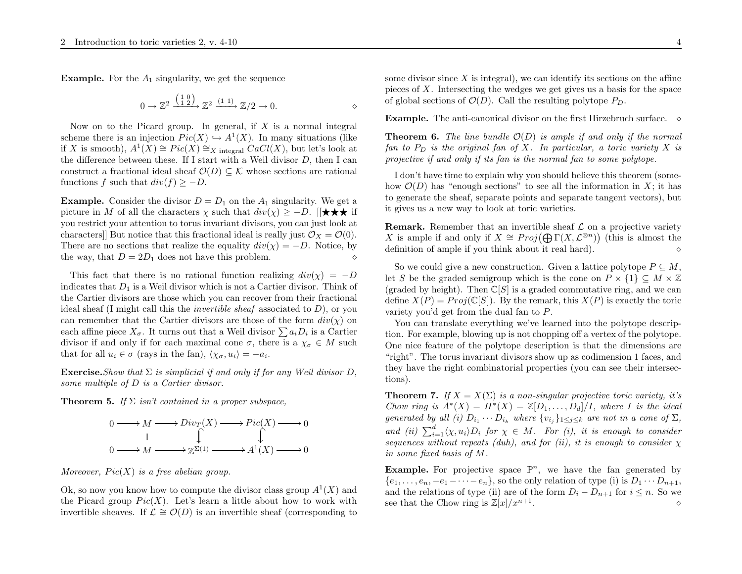**Example.** For the $A_1$ singularity, we get the sequence

$$0 \to \mathbb{Z}^2 \xrightarrow{\begin{pmatrix} 1 & 0 \\ 1 & 2 \end{pmatrix}} \mathbb{Z}^2 \xrightarrow{(1\ 1)} \mathbb{Z}/2 \to 0. \qquad \diamond$$

Now on to the Picard group. In general, if $X$ is a normal integral scheme there is an injection $Pic(X) \hookrightarrow A^1(X)$. In many situations (like if $X$ is smooth), $A^1(X) \cong Pic(X) \cong_{X \text{ integral}} CaCl(X)$, but let's look at the difference between these. If I start with a Weil divisor $D$, then I can construct a fractional ideal sheaf $\mathcal{O}(D) \subseteq \mathcal{K}$ whose sections are rational functions $f$ such that $div(f) \geq -D$.

**Example.** Consider the divisor $D = D_1$ on the $A_1$ singularity. We get a picture in $M$ of all the characters $\chi$ such that $div(\chi) \geq -D$. [[★★★ if you restrict your attention to torus invariant divisors, you can just look at characters]] But notice that this fractional ideal is really just $\mathcal{O}_X = \mathcal{O}(0)$. There are no sections that realize the equality $div(\chi) = -D$. Notice, by the way, that $D = 2D_1$ does not have this problem. $\diamond$

This fact that there is no rational function realizing $div(\chi) = -D$ indicates that $D_1$ is a Weil divisor which is not a Cartier divisor. Think of the Cartier divisors are those which you can recover from their fractional ideal sheaf (I might call this the *invertible sheaf* associated to $D$), or you can remember that the Cartier divisors are those of the form $div(\chi)$ on each affine piece $X_\sigma$. It turns out that a Weil divisor $\sum a_i D_i$ is a Cartier divisor if and only if for each maximal cone $\sigma$, there is a $\chi_\sigma \in M$ such that for all $u_i \in \sigma$ (rays in the fan), $\langle \chi_\sigma, u_i \rangle = -a_i$.

**Exercise.** *Show that $\Sigma$ is simplicial if and only if for any Weil divisor $D$, some multiple of $D$ is a Cartier divisor.*

**Theorem 5.** *If $\Sigma$ isn't contained in a proper subspace,*

$$\begin{array}{ccccccccc} 0 & \longrightarrow & M & \longrightarrow & Div_T(X) & \longrightarrow & Pic(X) & \longrightarrow & 0 \\ & & \| & & \downarrow & & \downarrow & & \\ 0 & \longrightarrow & M & \longrightarrow & \mathbb{Z}^{\Sigma(1)} & \longrightarrow & A^1(X) & \longrightarrow & 0 \end{array}$$

*Moreover, $Pic(X)$ is a free abelian group.*

Ok, so now you know how to compute the divisor class group $A^1(X)$ and the Picard group $Pic(X)$. Let's learn a little about how to work with invertible sheaves. If $\mathcal{L} \cong \mathcal{O}(D)$ is an invertible sheaf (corresponding to some divisor since $X$ is integral), we can identify its sections on the affine pieces of $X$. Intersecting the wedges we get gives us a basis for the space of global sections of $\mathcal{O}(D)$. Call the resulting polytope $P_D$.

**Example.** The anti-canonical divisor on the first Hirzebruch surface. $\diamond$

**Theorem 6.** *The line bundle $\mathcal{O}(D)$ is ample if and only if the normal fan to $P_D$ is the original fan of $X$. In particular, a toric variety $X$ is projective if and only if its fan is the normal fan to some polytope.*

I don't have time to explain why you should believe this theorem (somehow $\mathcal{O}(D)$ has "enough sections" to see all the information in $X$; it has to generate the sheaf, separate points and separate tangent vectors), but it gives us a new way to look at toric varieties.

**Remark.** Remember that an invertible sheaf $\mathcal{L}$ on a projective variety $X$ is ample if and only if $X \cong Proj\big(\bigoplus \Gamma(X, \mathcal{L}^{\otimes n})\big)$ (this is almost the definition of ample if you think about it real hard). $\diamond$

So we could give a new construction. Given a lattice polytope $P \subseteq M$, let $S$ be the graded semigroup which is the cone on $P \times \{1\} \subseteq M \times \mathbb{Z}$ (graded by height). Then $\mathbb{C}[S]$ is a graded commutative ring, and we can define $X(P) = Proj(\mathbb{C}[S])$. By the remark, this $X(P)$ is exactly the toric variety you'd get from the dual fan to $P$.

You can translate everything we've learned into the polytope description. For example, blowing up is not chopping off a vertex of the polytope. One nice feature of the polytope description is that the dimensions are "right". The torus invariant divisors show up as codimension 1 faces, and they have the right combinatorial properties (you can see their intersections).

**Theorem 7.** *If $X = X(\Sigma)$ is a non-singular projective toric variety, it's Chow ring is $A^*(X) = H^*(X) = \mathbb{Z}[D_1, \ldots, D_d]/I$, where $I$ is the ideal generated by all (i) $D_{i_1} \cdots D_{i_k}$ where $\{v_{i_j}\}_{1 \leq j \leq k}$ are not in a cone of $\Sigma$, and (ii) $\sum_{i=1}^d \langle \chi, u_i \rangle D_i$ for $\chi \in M$. For (i), it is enough to consider sequences without repeats (duh), and for (ii), it is enough to consider $\chi$ in some fixed basis of $M$.*

**Example.** For projective space $\mathbb{P}^n$, we have the fan generated by $\{e_1, \ldots, e_n, -e_1 - \cdots - e_n\}$, so the only relation of type (i) is $D_1 \cdots D_{n+1}$, and the relations of type (ii) are of the form $D_i - D_{n+1}$ for $i \leq n$. So we see that the Chow ring is $\mathbb{Z}[x]/x^{n+1}$. $\diamond$